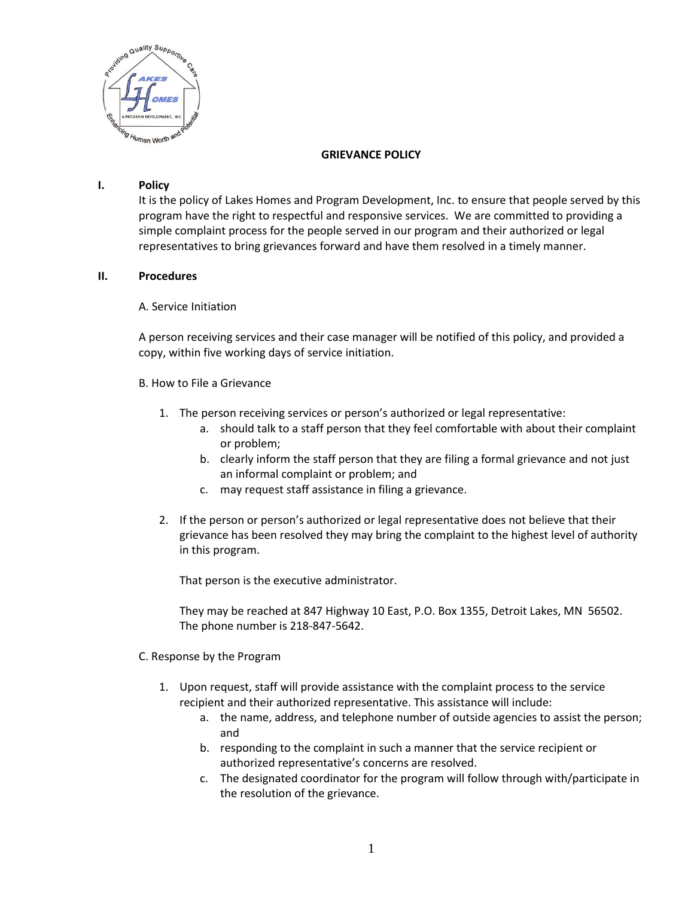# GRIEVANCE POLICY

## I. Policy

It is the policy of Lakes Homes and Program Development, Inc. to ensure that people served by this program have the right to respectful and responsive services. We are committed to providing a simple complaint process for the people served in our program and their authorized or legal representatives to bring grievances forward and have them resolved in a timely manner.

## II. Procedures

A. Service Initiation

A person receiving services and their case manager will be notified of this policy, and provided a copy, within five working days of service initiation.

B. How to File a Grievance

1. The person receiving services or person's authorized or legal representative:
   a. should talk to a staff person that they feel comfortable with about their complaint or problem;
   b. clearly inform the staff person that they are filing a formal grievance and not just an informal complaint or problem; and
   c. may request staff assistance in filing a grievance.

2. If the person or person's authorized or legal representative does not believe that their grievance has been resolved they may bring the complaint to the highest level of authority in this program.

   That person is the executive administrator.

   They may be reached at 847 Highway 10 East, P.O. Box 1355, Detroit Lakes, MN 56502. The phone number is 218-847-5642.

C. Response by the Program

1. Upon request, staff will provide assistance with the complaint process to the service recipient and their authorized representative. This assistance will include:
   a. the name, address, and telephone number of outside agencies to assist the person; and
   b. responding to the complaint in such a manner that the service recipient or authorized representative's concerns are resolved.
   c. The designated coordinator for the program will follow through with/participate in the resolution of the grievance.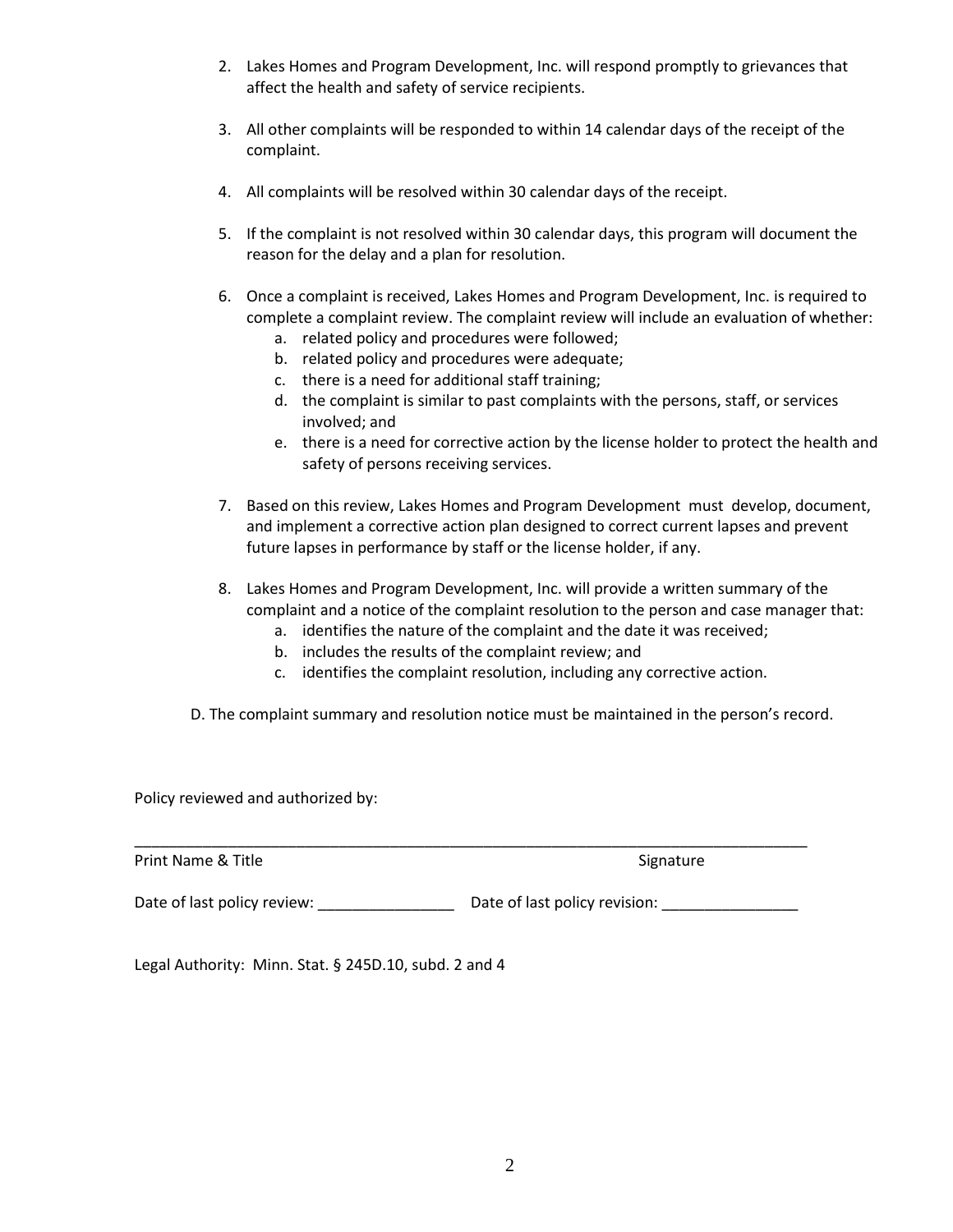2. Lakes Homes and Program Development, Inc. will respond promptly to grievances that affect the health and safety of service recipients.

3. All other complaints will be responded to within 14 calendar days of the receipt of the complaint.

4. All complaints will be resolved within 30 calendar days of the receipt.

5. If the complaint is not resolved within 30 calendar days, this program will document the reason for the delay and a plan for resolution.

6. Once a complaint is received, Lakes Homes and Program Development, Inc. is required to complete a complaint review. The complaint review will include an evaluation of whether:
   a. related policy and procedures were followed;
   b. related policy and procedures were adequate;
   c. there is a need for additional staff training;
   d. the complaint is similar to past complaints with the persons, staff, or services involved; and
   e. there is a need for corrective action by the license holder to protect the health and safety of persons receiving services.

7. Based on this review, Lakes Homes and Program Development must develop, document, and implement a corrective action plan designed to correct current lapses and prevent future lapses in performance by staff or the license holder, if any.

8. Lakes Homes and Program Development, Inc. will provide a written summary of the complaint and a notice of the complaint resolution to the person and case manager that:
   a. identifies the nature of the complaint and the date it was received;
   b. includes the results of the complaint review; and
   c. identifies the complaint resolution, including any corrective action.

D. The complaint summary and resolution notice must be maintained in the person's record.

Policy reviewed and authorized by:

_______________________________________________________________________________

Print Name & Title                                                                                    Signature

Date of last policy review: ________________   Date of last policy revision: ________________

Legal Authority: Minn. Stat. § 245D.10, subd. 2 and 4